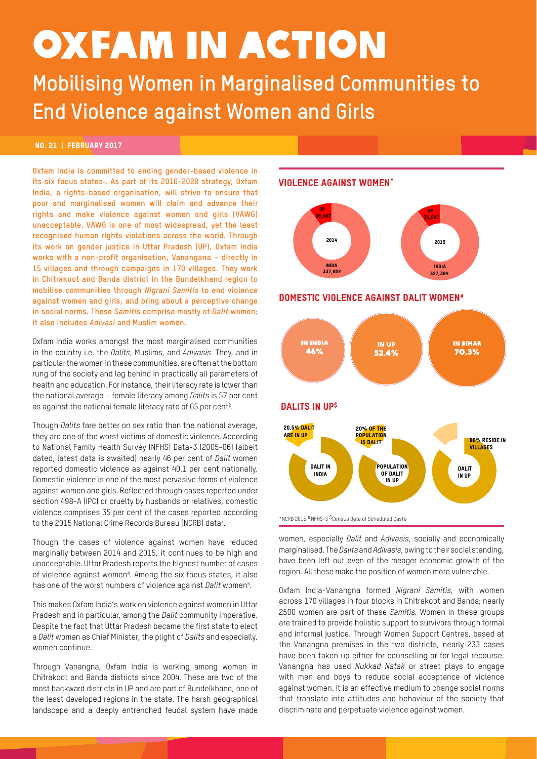# OXFAM IN ACTION

## Mobilising Women in Marginalised Communities to End Violence against Women and Girls

**NO. 21 | FEBRUARY 2017**

**Oxfam India is committed to ending gender-based violence in its six focus states[1]. As part of its 2016-2020 strategy, Oxfam India, a rights-based organisation, will strive to ensure that poor and marginalised women will claim and advance their rights and make violence against women and girls (VAWG) unacceptable. VAWG is one of most widespread, yet the least recognised human rights violations across the world. Through its work on gender justice in Uttar Pradesh (UP), Oxfam India works with a non-profit organisation, Vanangana – directly in 15 villages and through campaigns in 170 villages. They work in Chitrakoot and Banda district in the Bundelkhand region to mobilise communities through *Nigrani Samitis* to end violence against women and girls, and bring about a perceptive change in social norms. These *Samitis* comprise mostly of *Dalit* women; it also includes *Adivasi* and Muslim women.**

Oxfam India works amongst the most marginalised communities in the country i.e. the *Dalits*, Muslims, and *Adivasis*. They, and in particular the women in these communities, are often at the bottom rung of the society and lag behind in practically all parameters of health and education. For instance, their literacy rate is lower than the national average – female literacy among *Dalits* is 57 per cent as against the national female literacy rate of 65 per cent[2].

Though *Dalits* fare better on sex ratio than the national average, they are one of the worst victims of domestic violence. According to National Family Health Survey (NFHS) Data-3 (2005-06) (albeit dated, latest data is awaited) nearly 46 per cent of *Dalit* women reported domestic violence as against 40.1 per cent nationally. Domestic violence is one of the most pervasive forms of violence against women and girls. Reflected through cases reported under section 498-A (IPC) or cruelty by husbands or relatives, domestic violence comprises 35 per cent of the cases reported according to the 2015 National Crime Records Bureau (NCRB) data[3].

Though the cases of violence against women have reduced marginally between 2014 and 2015, it continues to be high and unacceptable. Uttar Pradesh reports the highest number of cases of violence against women[4]. Among the six focus states, it also has one of the worst numbers of violence against *Dalit* women[5].

This makes Oxfam India's work on violence against women in Uttar Pradesh and in particular, among the *Dalit* community imperative. Despite the fact that Uttar Pradesh became the first state to elect a *Dalit* woman as Chief Minister, the plight of *Dalits* and especially, women continue.

Through Vanangna, Oxfam India is working among women in Chitrakoot and Banda districts since 2004. These are two of the most backward districts in UP and are part of Bundelkhand, one of the least developed regions in the state. The harsh geographical landscape and a deeply entrenched feudal system have made women, especially *Dalit* and *Adivasis*, socially and economically marginalised. The *Dalits* and *Adivasis*, owing to their social standing, have been left out even of the meager economic growth of the region. All these make the position of women more vulnerable.

### VIOLENCE AGAINST WOMEN*

| Year | UP | INDIA |
|---|---|---|
| 2014 | 38,467 | 337,922 |
| 2015 | 35,527 | 327,394 |

### DOMESTIC VIOLENCE AGAINST DALIT WOMEN#

| IN INDIA | IN UP | IN BIHAR |
|---|---|---|
| 46% | 52.4% | 70.3% |

### DALITS IN UP$

- DALIT IN INDIA: 20.5% DALIT ARE IN UP
- POPULATION OF DALIT IN UP: 20% OF THE POPULATION IS DALIT
- DALIT IN UP: 86% RESIDE IN VILLAGES

*NCRB 2015 #NFHS-3 $Census Data of Scheduled Caste

Oxfam India-Vanangna formed *Nigrani Samitis,* with women across 170 villages in four blocks in Chitrakoot and Banda; nearly 2500 women are part of these *Samitis*. Women in these groups are trained to provide holistic support to survivors through formal and informal justice. Through Women Support Centres, based at the Vanangna premises in the two districts, nearly 233 cases have been taken up either for counselling or for legal recourse. Vanangna has used *Nukkad Natak* or street plays to engage with men and boys to reduce social acceptance of violence against women. It is an effective medium to change social norms that translate into attitudes and behaviour of the society that discriminate and perpetuate violence against women.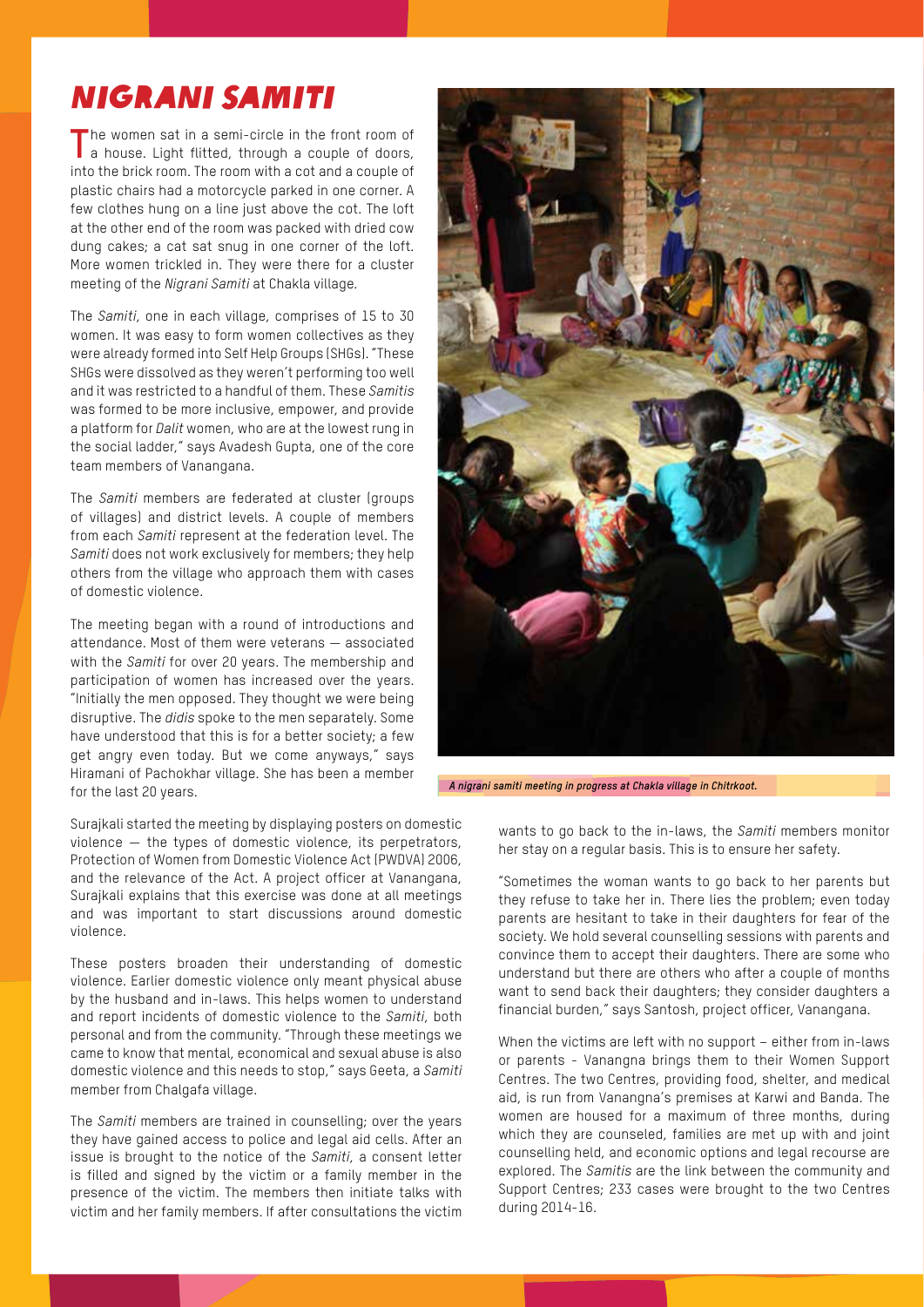# *NIGRANI SAMITI*

The women sat in a semi-circle in the front room of a house. Light flitted, through a couple of doors, into the brick room. The room with a cot and a couple of plastic chairs had a motorcycle parked in one corner. A few clothes hung on a line just above the cot. The loft at the other end of the room was packed with dried cow dung cakes; a cat sat snug in one corner of the loft. More women trickled in. They were there for a cluster meeting of the *Nigrani Samiti* at Chakla village.

The *Samiti*, one in each village, comprises of 15 to 30 women. It was easy to form women collectives as they were already formed into Self Help Groups (SHGs). "These SHGs were dissolved as they weren't performing too well and it was restricted to a handful of them. These *Samitis* was formed to be more inclusive, empower, and provide a platform for *Dalit* women, who are at the lowest rung in the social ladder," says Avadesh Gupta, one of the core team members of Vanangana.

The *Samiti* members are federated at cluster (groups of villages) and district levels. A couple of members from each *Samiti* represent at the federation level. The *Samiti* does not work exclusively for members; they help others from the village who approach them with cases of domestic violence.

The meeting began with a round of introductions and attendance. Most of them were veterans — associated with the *Samiti* for over 20 years. The membership and participation of women has increased over the years. "Initially the men opposed. They thought we were being disruptive. The *didis* spoke to the men separately. Some have understood that this is for a better society; a few get angry even today. But we come anyways," says Hiramani of Pachokhar village. She has been a member for the last 20 years.

*A nigrani samiti meeting in progress at Chakla village in Chitrkoot.*

Surajkali started the meeting by displaying posters on domestic violence — the types of domestic violence, its perpetrators, Protection of Women from Domestic Violence Act (PWDVA) 2006, and the relevance of the Act. A project officer at Vanangana, Surajkali explains that this exercise was done at all meetings and was important to start discussions around domestic violence.

These posters broaden their understanding of domestic violence. Earlier domestic violence only meant physical abuse by the husband and in-laws. This helps women to understand and report incidents of domestic violence to the *Samiti*, both personal and from the community. "Through these meetings we came to know that mental, economical and sexual abuse is also domestic violence and this needs to stop," says Geeta, a *Samiti* member from Chalgafa village.

The *Samiti* members are trained in counselling; over the years they have gained access to police and legal aid cells. After an issue is brought to the notice of the *Samiti*, a consent letter is filled and signed by the victim or a family member in the presence of the victim. The members then initiate talks with victim and her family members. If after consultations the victim wants to go back to the in-laws, the *Samiti* members monitor her stay on a regular basis. This is to ensure her safety.

"Sometimes the woman wants to go back to her parents but they refuse to take her in. There lies the problem; even today parents are hesitant to take in their daughters for fear of the society. We hold several counselling sessions with parents and convince them to accept their daughters. There are some who understand but there are others who after a couple of months want to send back their daughters; they consider daughters a financial burden," says Santosh, project officer, Vanangana.

When the victims are left with no support – either from in-laws or parents - Vanangna brings them to their Women Support Centres. The two Centres, providing food, shelter, and medical aid, is run from Vanangna's premises at Karwi and Banda. The women are housed for a maximum of three months, during which they are counseled, families are met up with and joint counselling held, and economic options and legal recourse are explored. The *Samitis* are the link between the community and Support Centres; 233 cases were brought to the two Centres during 2014-16.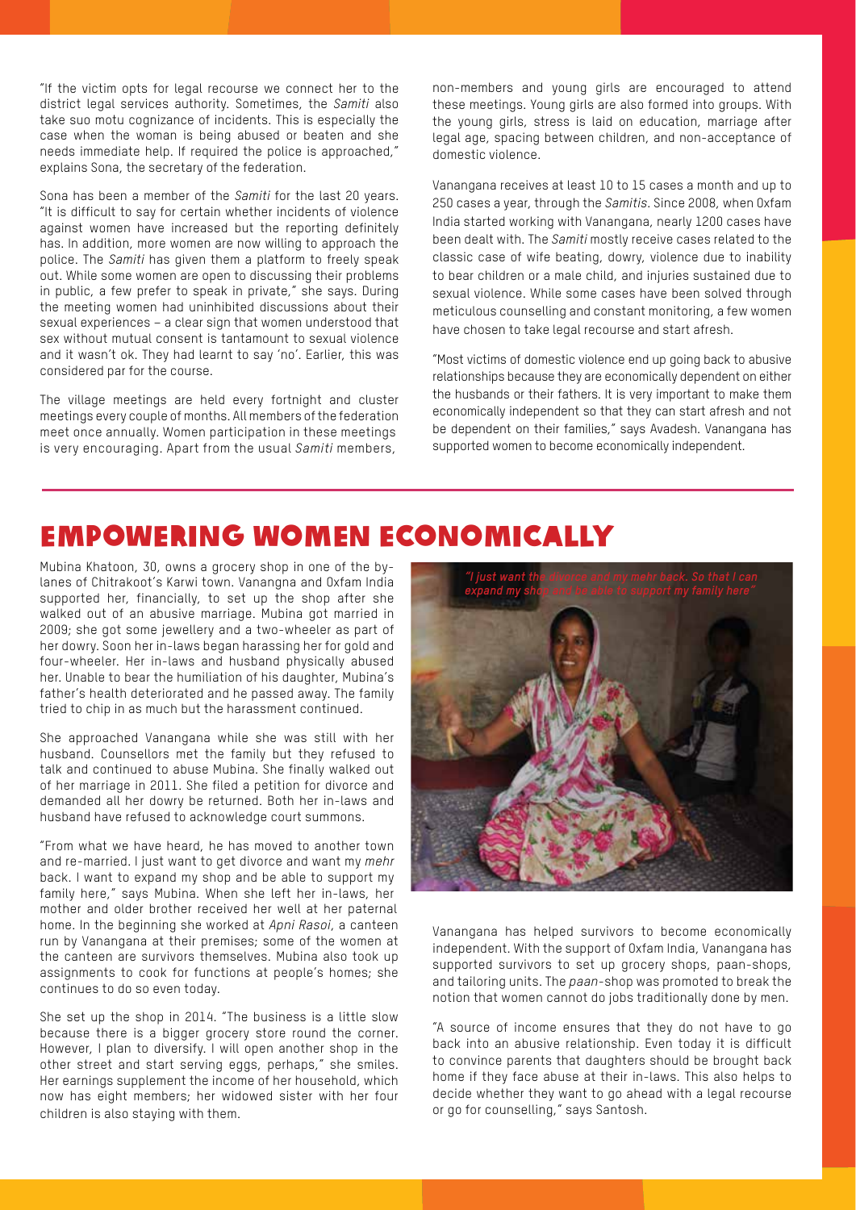"If the victim opts for legal recourse we connect her to the district legal services authority. Sometimes, the *Samiti* also take suo motu cognizance of incidents. This is especially the case when the woman is being abused or beaten and she needs immediate help. If required the police is approached," explains Sona, the secretary of the federation.

Sona has been a member of the *Samiti* for the last 20 years. "It is difficult to say for certain whether incidents of violence against women have increased but the reporting definitely has. In addition, more women are now willing to approach the police. The *Samiti* has given them a platform to freely speak out. While some women are open to discussing their problems in public, a few prefer to speak in private," she says. During the meeting women had uninhibited discussions about their sexual experiences – a clear sign that women understood that sex without mutual consent is tantamount to sexual violence and it wasn't ok. They had learnt to say 'no'. Earlier, this was considered par for the course.

The village meetings are held every fortnight and cluster meetings every couple of months. All members of the federation meet once annually. Women participation in these meetings is very encouraging. Apart from the usual *Samiti* members, non-members and young girls are encouraged to attend these meetings. Young girls are also formed into groups. With the young girls, stress is laid on education, marriage after legal age, spacing between children, and non-acceptance of domestic violence.

Vanangana receives at least 10 to 15 cases a month and up to 250 cases a year, through the *Samitis*. Since 2008, when Oxfam India started working with Vanangana, nearly 1200 cases have been dealt with. The *Samiti* mostly receive cases related to the classic case of wife beating, dowry, violence due to inability to bear children or a male child, and injuries sustained due to sexual violence. While some cases have been solved through meticulous counselling and constant monitoring, a few women have chosen to take legal recourse and start afresh.

"Most victims of domestic violence end up going back to abusive relationships because they are economically dependent on either the husbands or their fathers. It is very important to make them economically independent so that they can start afresh and not be dependent on their families," says Avadesh. Vanangana has supported women to become economically independent.

## EMPOWERING WOMEN ECONOMICALLY

Mubina Khatoon, 30, owns a grocery shop in one of the by-lanes of Chitrakoot's Karwi town. Vanangna and Oxfam India supported her, financially, to set up the shop after she walked out of an abusive marriage. Mubina got married in 2009; she got some jewellery and a two-wheeler as part of her dowry. Soon her in-laws began harassing her for gold and four-wheeler. Her in-laws and husband physically abused her. Unable to bear the humiliation of his daughter, Mubina's father's health deteriorated and he passed away. The family tried to chip in as much but the harassment continued.

She approached Vanangana while she was still with her husband. Counsellors met the family but they refused to talk and continued to abuse Mubina. She finally walked out of her marriage in 2011. She filed a petition for divorce and demanded all her dowry be returned. Both her in-laws and husband have refused to acknowledge court summons.

"From what we have heard, he has moved to another town and re-married. I just want to get divorce and want my *mehr* back. I want to expand my shop and be able to support my family here," says Mubina. When she left her in-laws, her mother and older brother received her well at her paternal home. In the beginning she worked at *Apni Rasoi*, a canteen run by Vanangana at their premises; some of the women at the canteen are survivors themselves. Mubina also took up assignments to cook for functions at people's homes; she continues to do so even today.

She set up the shop in 2014. "The business is a little slow because there is a bigger grocery store round the corner. However, I plan to diversify. I will open another shop in the other street and start serving eggs, perhaps," she smiles. Her earnings supplement the income of her household, which now has eight members; her widowed sister with her four children is also staying with them.

*"I just want the divorce and my mehr back. So that I can expand my shop and be able to support my family here"*

Vanangana has helped survivors to become economically independent. With the support of Oxfam India, Vanangana has supported survivors to set up grocery shops, paan-shops, and tailoring units. The *paan*-shop was promoted to break the notion that women cannot do jobs traditionally done by men.

"A source of income ensures that they do not have to go back into an abusive relationship. Even today it is difficult to convince parents that daughters should be brought back home if they face abuse at their in-laws. This also helps to decide whether they want to go ahead with a legal recourse or go for counselling," says Santosh.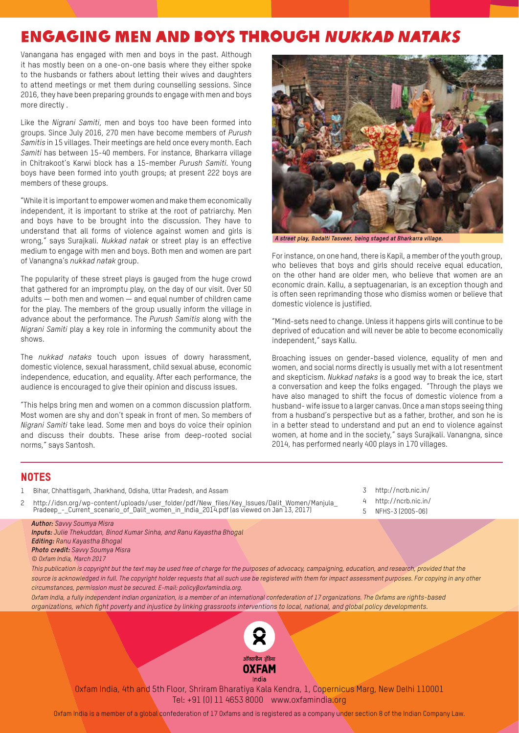# ENGAGING MEN AND BOYS THROUGH *NUKKAD NATAKS*

Vanangana has engaged with men and boys in the past. Although it has mostly been on a one-on-one basis where they either spoke to the husbands or fathers about letting their wives and daughters to attend meetings or met them during counselling sessions. Since 2016, they have been preparing grounds to engage with men and boys more directly .

Like the *Nigrani Samiti*, men and boys too have been formed into groups. Since July 2016, 270 men have become members of *Purush Samitis* in 15 villages. Their meetings are held once every month. Each *Samiti* has between 15-40 members. For instance, Bharkarra village in Chitrakoot's Karwi block has a 15-member *Purush Samiti*. Young boys have been formed into youth groups; at present 222 boys are members of these groups.

"While it is important to empower women and make them economically independent, it is important to strike at the root of patriarchy. Men and boys have to be brought into the discussion. They have to understand that all forms of violence against women and girls is wrong," says Surajkali. *Nukkad natak* or street play is an effective medium to engage with men and boys. Both men and women are part of Vanangna's *nukkad natak* group.

The popularity of these street plays is gauged from the huge crowd that gathered for an impromptu play, on the day of our visit. Over 50 adults — both men and women — and equal number of children came for the play. The members of the group usually inform the village in advance about the performance. The *Purush Samitis* along with the *Nigrani Samiti* play a key role in informing the community about the shows.

The *nukkad nataks* touch upon issues of dowry harassment, domestic violence, sexual harassment, child sexual abuse, economic independence, education, and equality. After each performance, the audience is encouraged to give their opinion and discuss issues.

"This helps bring men and women on a common discussion platform. Most women are shy and don't speak in front of men. So members of *Nigrani Samiti* take lead. Some men and boys do voice their opinion and discuss their doubts. These arise from deep-rooted social norms," says Santosh.

*A street play, Badalti Tasveer, being staged at Bharkarra village.*

For instance, on one hand, there is Kapil, a member of the youth group, who believes that boys and girls should receive equal education, on the other hand are older men, who believe that women are an economic drain. Kallu, a septuagenarian, is an exception though and is often seen reprimanding those who dismiss women or believe that domestic violence is justified.

"Mind-sets need to change. Unless it happens girls will continue to be deprived of education and will never be able to become economically independent," says Kallu.

Broaching issues on gender-based violence, equality of men and women, and social norms directly is usually met with a lot resentment and skepticism. *Nukkad nataks* is a good way to break the ice, start a conversation and keep the folks engaged. "Through the plays we have also managed to shift the focus of domestic violence from a husband- wife issue to a larger canvas. Once a man stops seeing thing from a husband's perspective but as a father, brother, and son he is in a better stead to understand and put an end to violence against women, at home and in the society," says Surajkali. Vanangna, since 2014, has performed nearly 400 plays in 170 villages.

## NOTES

1. Bihar, Chhattisgarh, Jharkhand, Odisha, Uttar Pradesh, and Assam
2. http://idsn.org/wp-content/uploads/user_folder/pdf/New_files/Key_Issues/Dalit_Women/Manjula_Pradeep_-_Current_scenario_of_Dalit_women_in_India_2014.pdf (as viewed on Jan 13, 2017)
3. http://ncrb.nic.in/
4. http://ncrb.nic.in/
5. NFHS-3 (2005-06)

***Author:*** *Savvy Soumya Misra*
***Inputs:*** *Julie Thekuddan, Binod Kumar Sinha, and Ranu Kayastha Bhogal*
***Editing:*** *Ranu Kayastha Bhogal*
***Photo credit:*** *Savvy Soumya Misra*
*© Oxfam India, March 2017*

*This publication is copyright but the text may be used free of charge for the purposes of advocacy, campaigning, education, and research, provided that the source is acknowledged in full. The copyright holder requests that all such use be registered with them for impact assessment purposes. For copying in any other circumstances, permission must be secured. E-mail: policy@oxfamindia.org.*

*Oxfam India, a fully independent Indian organization, is a member of an international confederation of 17 organizations. The Oxfams are rights-based organizations, which fight poverty and injustice by linking grassroots interventions to local, national, and global policy developments.*

ऑक्सफैम इंडिया
OXFAM
India

Oxfam India, 4th and 5th Floor, Shriram Bharatiya Kala Kendra, 1, Copernicus Marg, New Delhi 110001
Tel: +91 (0) 11 4653 8000 www.oxfamindia.org

Oxfam India is a member of a global confederation of 17 Oxfams and is registered as a company under section 8 of the Indian Company Law.